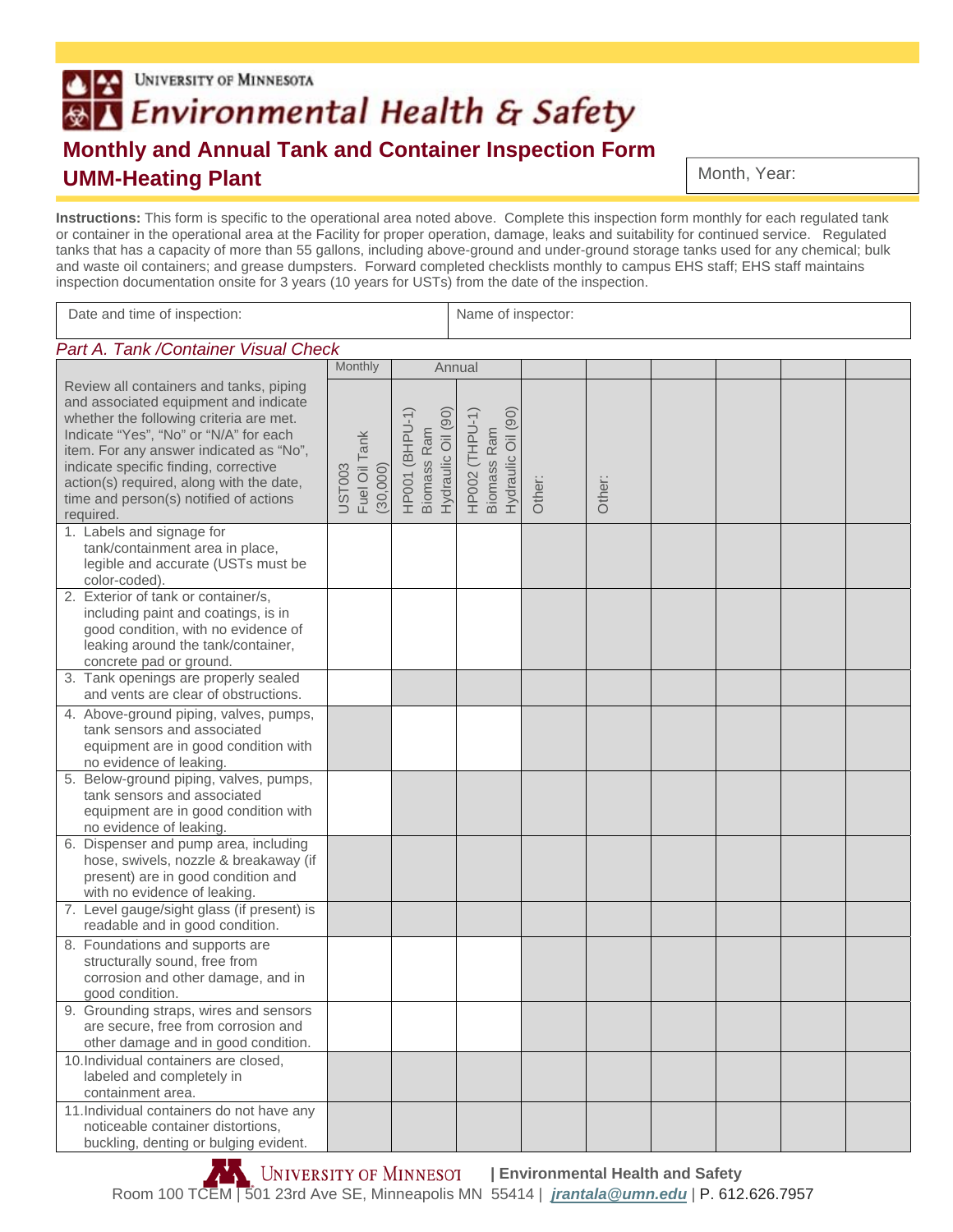University of Minnesota

Environmental Health & Safety

# Monthly and Annual Tank and Container Inspection Form

## UMM-Heating Plant

Month, Year:

**Instructions:** This form is specific to the operational area noted above. Complete this inspection form monthly for each regulated tank or container in the operational area at the Facility for proper operation, damage, leaks and suitability for continued service. Regulated tanks that has a capacity of more than 55 gallons, including above-ground and under-ground storage tanks used for any chemical; bulk and waste oil containers; and grease dumpsters. Forward completed checklists monthly to campus EHS staff; EHS staff maintains inspection documentation onsite for 3 years (10 years for USTs) from the date of the inspection.

| Date and time of inspection: | Name of inspector: |
|---|---|

*Part A. Tank /Container Visual Check*

| | Monthly | Annual | | | | | | | |
|---|---|---|---|---|---|---|---|---|---|
| Review all containers and tanks, piping and associated equipment and indicate whether the following criteria are met. Indicate "Yes", "No" or "N/A" for each item. For any answer indicated as "No", indicate specific finding, corrective action(s) required, along with the date, time and person(s) notified of actions required. | UST003 Fuel Oil Tank (30,000) | HP001 (BHPU-1) Biomass Ram Hydraulic Oil (90) | HP002 (THPU-1) Biomass Ram Hydraulic Oil (90) | Other: | Other: | | | | |
| 1. Labels and signage for tank/containment area in place, legible and accurate (USTs must be color-coded). | | | | | | | | | |
| 2. Exterior of tank or container/s, including paint and coatings, is in good condition, with no evidence of leaking around the tank/container, concrete pad or ground. | | | | | | | | | |
| 3. Tank openings are properly sealed and vents are clear of obstructions. | | | | | | | | | |
| 4. Above-ground piping, valves, pumps, tank sensors and associated equipment are in good condition with no evidence of leaking. | | | | | | | | | |
| 5. Below-ground piping, valves, pumps, tank sensors and associated equipment are in good condition with no evidence of leaking. | | | | | | | | | |
| 6. Dispenser and pump area, including hose, swivels, nozzle & breakaway (if present) are in good condition and with no evidence of leaking. | | | | | | | | | |
| 7. Level gauge/sight glass (if present) is readable and in good condition. | | | | | | | | | |
| 8. Foundations and supports are structurally sound, free from corrosion and other damage, and in good condition. | | | | | | | | | |
| 9. Grounding straps, wires and sensors are secure, free from corrosion and other damage and in good condition. | | | | | | | | | |
| 10. Individual containers are closed, labeled and completely in containment area. | | | | | | | | | |
| 11. Individual containers do not have any noticeable container distortions, buckling, denting or bulging evident. | | | | | | | | | |

University of Minnesota | Environmental Health and Safety

Room 100 TCEM | 501 23rd Ave SE, Minneapolis MN 55414 | jrantala@umn.edu | P. 612.626.7957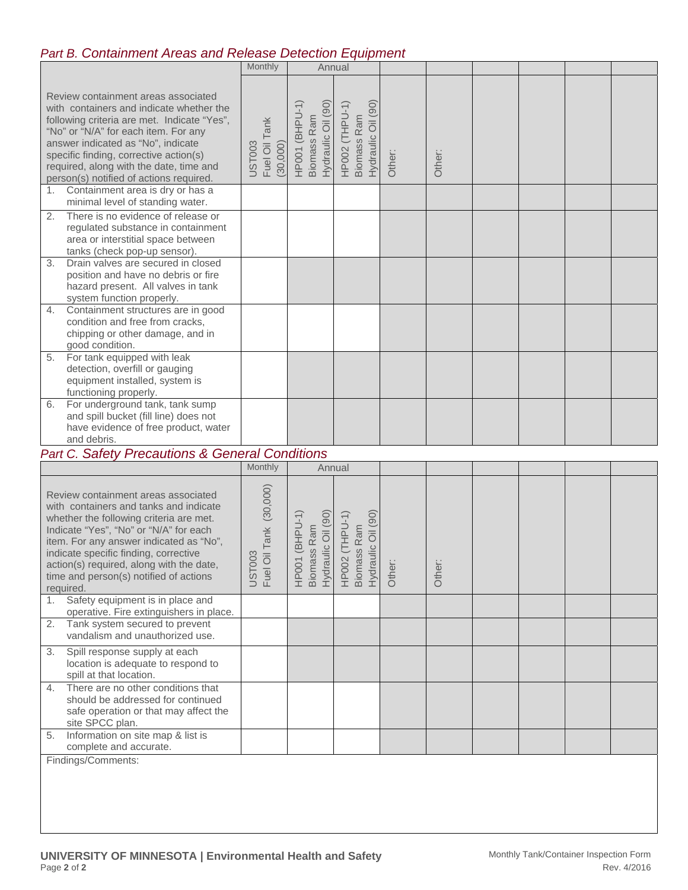## *Part B. Containment Areas and Release Detection Equipment*

| | Monthly | Annual | | | | | | | |
|---|---|---|---|---|---|---|---|---|---|
| Review containment areas associated with containers and indicate whether the following criteria are met. Indicate "Yes", "No" or "N/A" for each item. For any answer indicated as "No", indicate specific finding, corrective action(s) required, along with the date, time and person(s) notified of actions required. | UST003 Fuel Oil Tank (30,000) | HP001 (BHPU-1) Biomass Ram Hydraulic Oil (90) | HP002 (THPU-1) Biomass Ram Hydraulic Oil (90) | Other: | Other: | | | | |
| 1. Containment area is dry or has a minimal level of standing water. | | | | | | | | | |
| 2. There is no evidence of release or regulated substance in containment area or interstitial space between tanks (check pop-up sensor). | | | | | | | | | |
| 3. Drain valves are secured in closed position and have no debris or fire hazard present. All valves in tank system function properly. | | | | | | | | | |
| 4. Containment structures are in good condition and free from cracks, chipping or other damage, and in good condition. | | | | | | | | | |
| 5. For tank equipped with leak detection, overfill or gauging equipment installed, system is functioning properly. | | | | | | | | | |
| 6. For underground tank, tank sump and spill bucket (fill line) does not have evidence of free product, water and debris. | | | | | | | | | |

## *Part C. Safety Precautions & General Conditions*

| | Monthly | Annual | | | | | | | |
|---|---|---|---|---|---|---|---|---|---|
| Review containment areas associated with containers and tanks and indicate whether the following criteria are met. Indicate "Yes", "No" or "N/A" for each item. For any answer indicated as "No", indicate specific finding, corrective action(s) required, along with the date, time and person(s) notified of actions required. | UST003 Fuel Oil Tank (30,000) | HP001 (BHPU-1) Biomass Ram Hydraulic Oil (90) | HP002 (THPU-1) Biomass Ram Hydraulic Oil (90) | Other: | Other: | | | | |
| 1. Safety equipment is in place and operative. Fire extinguishers in place. | | | | | | | | | |
| 2. Tank system secured to prevent vandalism and unauthorized use. | | | | | | | | | |
| 3. Spill response supply at each location is adequate to respond to spill at that location. | | | | | | | | | |
| 4. There are no other conditions that should be addressed for continued safe operation or that may affect the site SPCC plan. | | | | | | | | | |
| 5. Information on site map & list is complete and accurate. | | | | | | | | | |

Findings/Comments: